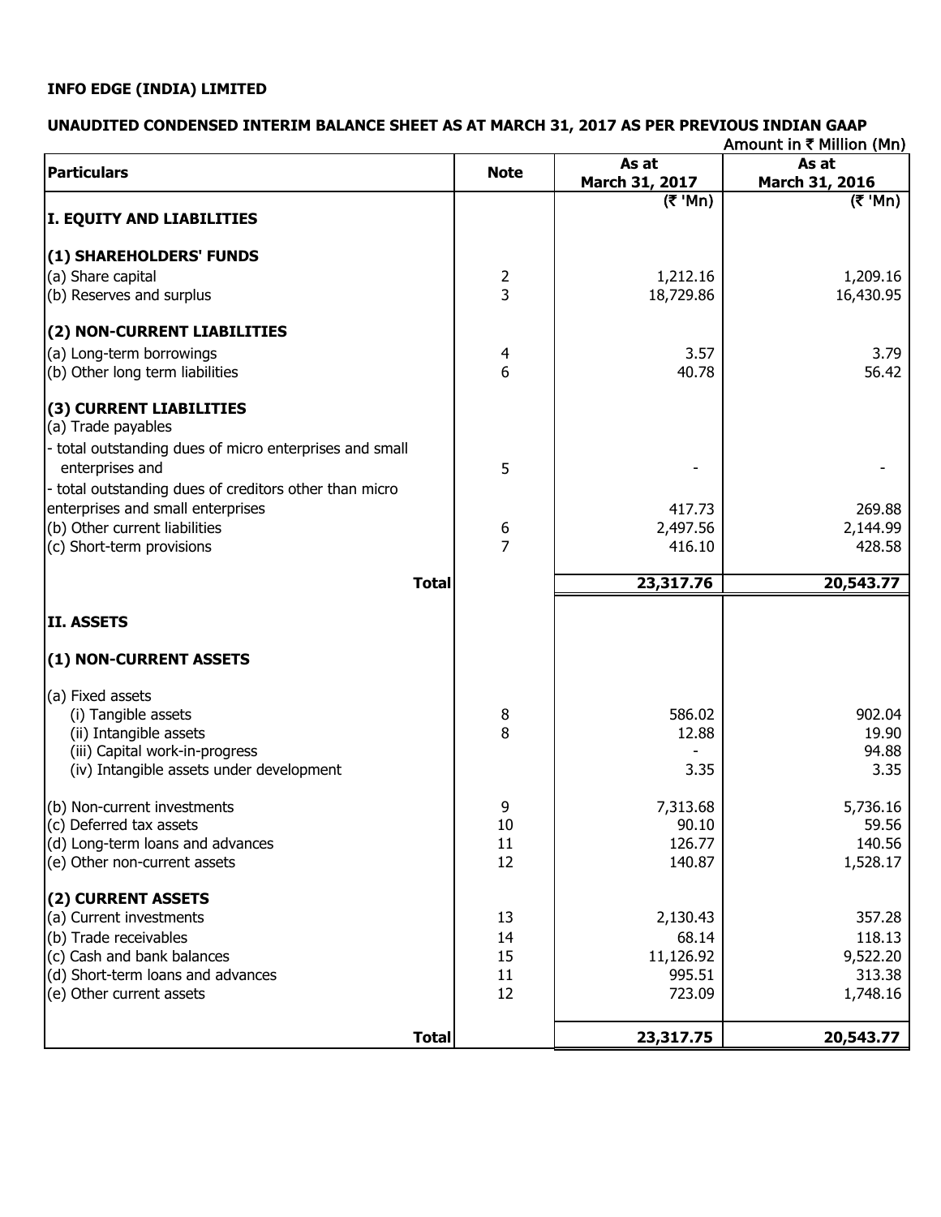**INFO EDGE (INDIA) LIMITED**

**UNAUDITED CONDENSED INTERIM BALANCE SHEET AS AT MARCH 31, 2017 AS PER PREVIOUS INDIAN GAAP**

Amount in ₹ Million (Mn)

| Particulars | Note | As at March 31, 2017 | As at March 31, 2016 |
|---|---|---|---|
| | | (₹ 'Mn) | (₹ 'Mn) |
| **I. EQUITY AND LIABILITIES** | | | |
| **(1) SHAREHOLDERS' FUNDS** | | | |
| (a) Share capital | 2 | 1,212.16 | 1,209.16 |
| (b) Reserves and surplus | 3 | 18,729.86 | 16,430.95 |
| **(2) NON-CURRENT LIABILITIES** | | | |
| (a) Long-term borrowings | 4 | 3.57 | 3.79 |
| (b) Other long term liabilities | 6 | 40.78 | 56.42 |
| **(3) CURRENT LIABILITIES** | | | |
| (a) Trade payables | | | |
| - total outstanding dues of micro enterprises and small enterprises and | 5 | - | - |
| - total outstanding dues of creditors other than micro enterprises and small enterprises | | 417.73 | 269.88 |
| (b) Other current liabilities | 6 | 2,497.56 | 2,144.99 |
| (c) Short-term provisions | 7 | 416.10 | 428.58 |
| **Total** | | **23,317.76** | **20,543.77** |
| **II. ASSETS** | | | |
| **(1) NON-CURRENT ASSETS** | | | |
| (a) Fixed assets | | | |
| (i) Tangible assets | 8 | 586.02 | 902.04 |
| (ii) Intangible assets | 8 | 12.88 | 19.90 |
| (iii) Capital work-in-progress | | - | 94.88 |
| (iv) Intangible assets under development | | 3.35 | 3.35 |
| (b) Non-current investments | 9 | 7,313.68 | 5,736.16 |
| (c) Deferred tax assets | 10 | 90.10 | 59.56 |
| (d) Long-term loans and advances | 11 | 126.77 | 140.56 |
| (e) Other non-current assets | 12 | 140.87 | 1,528.17 |
| **(2) CURRENT ASSETS** | | | |
| (a) Current investments | 13 | 2,130.43 | 357.28 |
| (b) Trade receivables | 14 | 68.14 | 118.13 |
| (c) Cash and bank balances | 15 | 11,126.92 | 9,522.20 |
| (d) Short-term loans and advances | 11 | 995.51 | 313.38 |
| (e) Other current assets | 12 | 723.09 | 1,748.16 |
| **Total** | | **23,317.75** | **20,543.77** |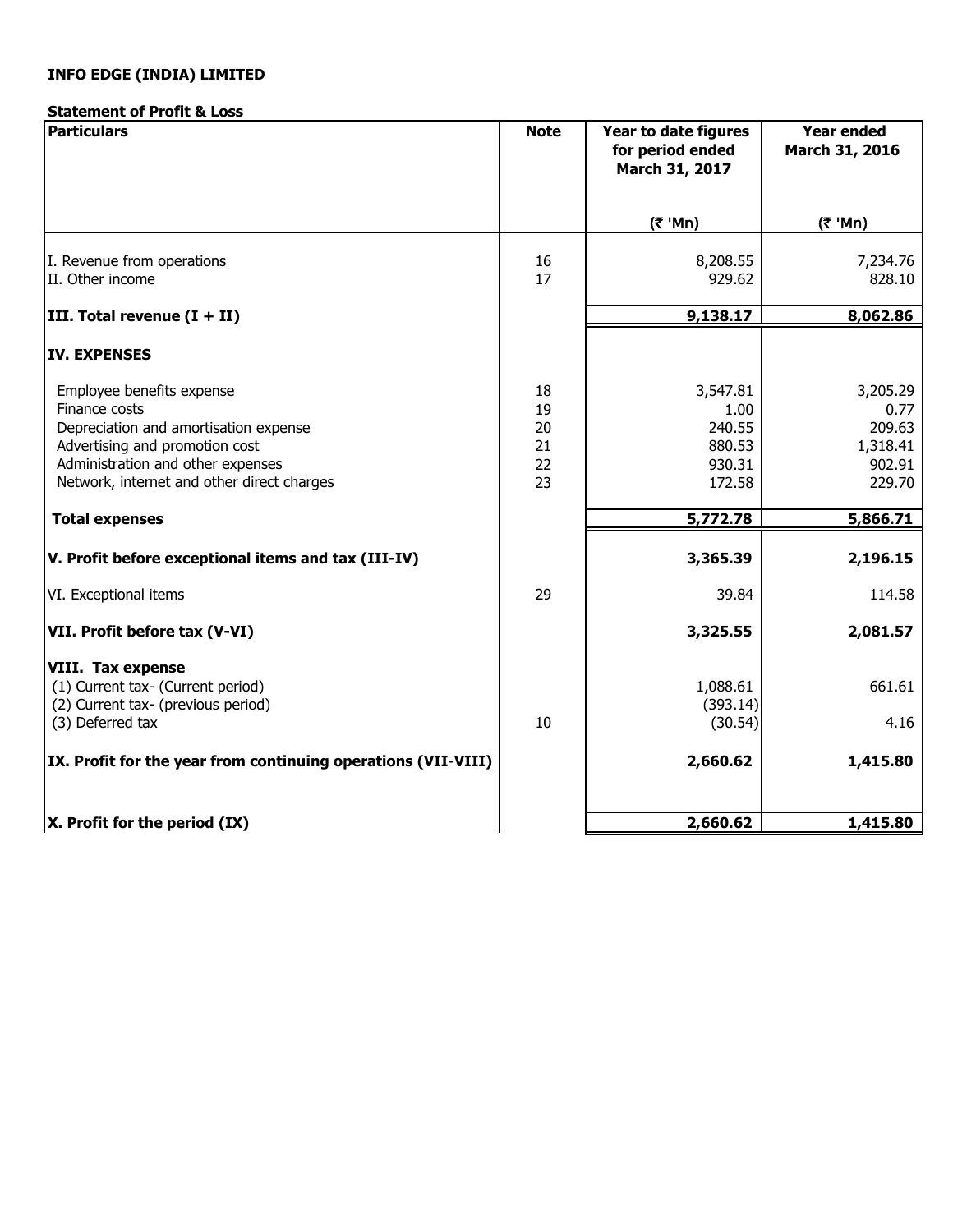**INFO EDGE (INDIA) LIMITED**

**Statement of Profit & Loss**

| Particulars | Note | Year to date figures for period ended March 31, 2017 | Year ended March 31, 2016 |
|---|---|---|---|
| | | (₹ 'Mn) | (₹ 'Mn) |
| I. Revenue from operations | 16 | 8,208.55 | 7,234.76 |
| II. Other income | 17 | 929.62 | 828.10 |
| **III. Total revenue (I + II)** | | **9,138.17** | **8,062.86** |
| **IV. EXPENSES** | | | |
| Employee benefits expense | 18 | 3,547.81 | 3,205.29 |
| Finance costs | 19 | 1.00 | 0.77 |
| Depreciation and amortisation expense | 20 | 240.55 | 209.63 |
| Advertising and promotion cost | 21 | 880.53 | 1,318.41 |
| Administration and other expenses | 22 | 930.31 | 902.91 |
| Network, internet and other direct charges | 23 | 172.58 | 229.70 |
| **Total expenses** | | **5,772.78** | **5,866.71** |
| **V. Profit before exceptional items and tax (III-IV)** | | **3,365.39** | **2,196.15** |
| VI. Exceptional items | 29 | 39.84 | 114.58 |
| **VII. Profit before tax (V-VI)** | | **3,325.55** | **2,081.57** |
| **VIII. Tax expense** | | | |
| (1) Current tax- (Current period) | | 1,088.61 | 661.61 |
| (2) Current tax- (previous period) | | (393.14) | |
| (3) Deferred tax | 10 | (30.54) | 4.16 |
| **IX. Profit for the year from continuing operations (VII-VIII)** | | **2,660.62** | **1,415.80** |
| **X. Profit for the period (IX)** | | **2,660.62** | **1,415.80** |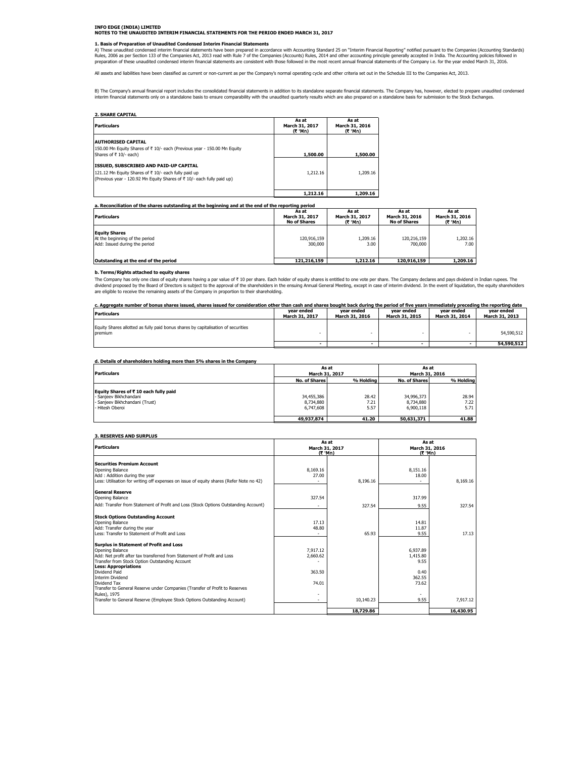**INFO EDGE (INDIA) LIMITED**
**NOTES TO THE UNAUDITED INTERIM FINANCIAL STATEMENTS FOR THE PERIOD ENDED MARCH 31, 2017**

**1. Basis of Preparation of Unaudited Condensed Interim Financial Statements**

A) These unaudited condensed interim financial statements have been prepared in accordance with Accounting Standard 25 on "Interim Financial Reporting" notified pursuant to the Companies (Accounting Standards) Rules, 2006 as per Section 133 of the Companies Act, 2013 read with Rule 7 of the Companies (Accounts) Rules, 2014 and other accounting principle generally accepted in India. The Accounting policies followed in preparation of these unaudited condensed interim financial statements are consistent with those followed in the most recent annual financial statements of the Company i.e. for the year ended March 31, 2016.

All assets and liabilities have been classified as current or non-current as per the Company's normal operating cycle and other criteria set out in the Schedule III to the Companies Act, 2013.

B) The Company's annual financial report includes the consolidated financial statements in addition to its standalone separate financial statements. The Company has, however, elected to prepare unaudited condensed interim financial statements only on a standalone basis to ensure comparability with the unaudited quarterly results which are also prepared on a standalone basis for submission to the Stock Exchanges.

**2. SHARE CAPITAL**

| Particulars | As at March 31, 2017 (₹ 'Mn) | As at March 31, 2016 (₹ 'Mn) |
|---|---|---|
| **AUTHORISED CAPITAL**<br>150.00 Mn Equity Shares of ₹ 10/- each (Previous year - 150.00 Mn Equity Shares of ₹ 10/- each) | **1,500.00** | **1,500.00** |
| **ISSUED, SUBSCRIBED AND PAID-UP CAPITAL**<br>121.12 Mn Equity Shares of ₹ 10/- each fully paid up<br>(Previous year - 120.92 Mn Equity Shares of ₹ 10/- each fully paid up) | 1,212.16 | 1,209.16 |
| | **1,212.16** | **1,209.16** |

**a. Reconciliation of the shares outstanding at the beginning and at the end of the reporting period**

| Particulars | As at March 31, 2017 No of Shares | As at March 31, 2017 (₹ 'Mn) | As at March 31, 2016 No of Shares | As at March 31, 2016 (₹ 'Mn) |
|---|---|---|---|---|
| **Equity Shares** | | | | |
| At the beginning of the period | 120,916,159 | 1,209.16 | 120,216,159 | 1,202.16 |
| Add: Issued during the period | 300,000 | 3.00 | 700,000 | 7.00 |
| **Outstanding at the end of the period** | **121,216,159** | **1,212.16** | **120,916,159** | **1,209.16** |

**b. Terms/Rights attached to equity shares**

The Company has only one class of equity shares having a par value of ₹ 10 per share. Each holder of equity shares is entitled to one vote per share. The Company declares and pays dividend in Indian rupees. The dividend proposed by the Board of Directors is subject to the approval of the shareholders in the ensuing Annual General Meeting, except in case of interim dividend. In the event of liquidation, the equity shareholders are eligible to receive the remaining assets of the Company in proportion to their shareholding.

**c. Aggregate number of bonus shares issued, shares issued for consideration other than cash and shares bought back during the period of five years immediately preceding the reporting date**

| Particulars | year ended March 31, 2017 | year ended March 31, 2016 | year ended March 31, 2015 | year ended March 31, 2014 | year ended March 31, 2013 |
|---|---|---|---|---|---|
| Equity Shares allotted as fully paid bonus shares by capitalisation of securities premium | - | - | - | - | 54,590,512 |
| | **-** | **-** | **-** | **-** | **54,590,512** |

**d. Details of shareholders holding more than 5% shares in the Company**

| Particulars | As at March 31, 2017 | | As at March 31, 2016 | |
|---|---|---|---|---|
| | **No. of Shares** | **% Holding** | **No. of Shares** | **% Holding** |
| **Equity Shares of ₹ 10 each fully paid** | | | | |
| - Sanjeev Bikhchandani | 34,455,386 | 28.42 | 34,996,373 | 28.94 |
| - Sanjeev Bikhchandani (Trust) | 8,734,880 | 7.21 | 8,734,880 | 7.22 |
| - Hitesh Oberoi | 6,747,608 | 5.57 | 6,900,118 | 5.71 |
| | **49,937,874** | **41.20** | **50,631,371** | **41.88** |

**3. RESERVES AND SURPLUS**

| Particulars | As at March 31, 2017 (₹ 'Mn) | | As at March 31, 2016 (₹ 'Mn) | |
|---|---|---|---|---|
| **Securities Premium Account** | | | | |
| Opening Balance | 8,169.16 | | 8,151.16 | |
| Add : Addition during the year | 27.00 | | 18.00 | |
| Less: Utilisation for writing off expenses on issue of equity shares (Refer Note no 42) | - | 8,196.16 | - | 8,169.16 |
| **General Reserve** | | | | |
| Opening Balance | 327.54 | | 317.99 | |
| Add: Transfer from Statement of Profit and Loss (Stock Options Outstanding Account) | - | 327.54 | 9.55 | 327.54 |
| **Stock Options Outstanding Account** | | | | |
| Opening Balance | 17.13 | | 14.81 | |
| Add: Transfer during the year | 48.80 | | 11.87 | |
| Less: Transfer to Statement of Profit and Loss | - | 65.93 | 9.55 | 17.13 |
| **Surplus in Statement of Profit and Loss** | | | | |
| Opening Balance | 7,917.12 | | 6,937.89 | |
| Add: Net profit after tax transferred from Statement of Profit and Loss | 2,660.62 | | 1,415.80 | |
| Transfer from Stock Option Outstanding Account | - | | 9.55 | |
| **Less: Appropriations** | | | | |
| Dividend Paid | 363.50 | | 0.40 | |
| Interim Dividend | | | 362.55 | |
| Dividend Tax | 74.01 | | 73.62 | |
| Transfer to General Reserve under Companies (Transfer of Profit to Reserves Rules), 1975 | - | | - | |
| Transfer to General Reserve (Employee Stock Options Outstanding Account) | - | 10,140.23 | 9.55 | 7,917.12 |
| | | **18,729.86** | | **16,430.95** |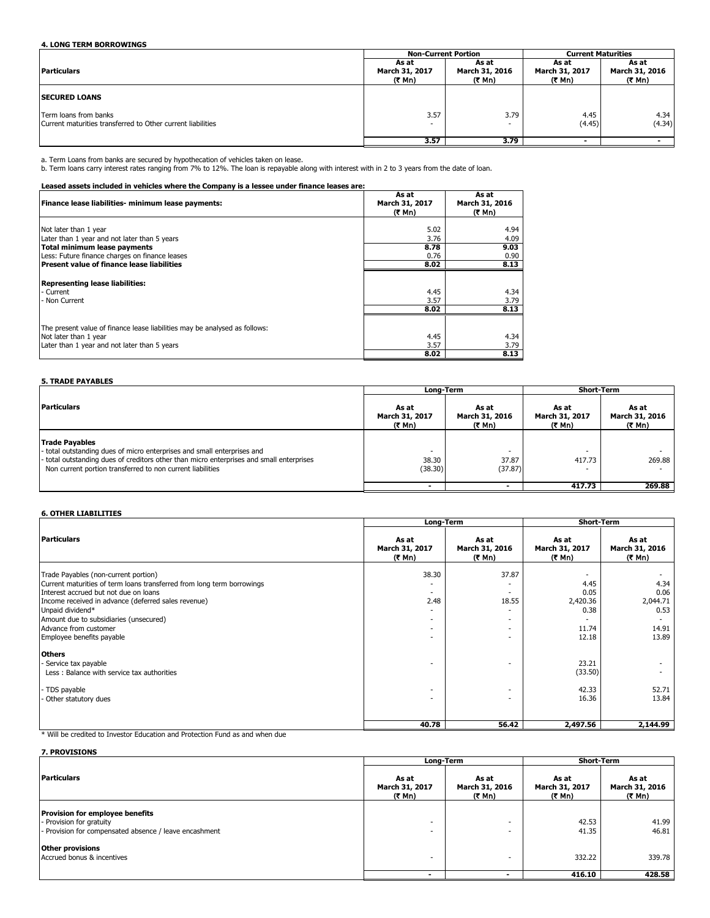#### 4. LONG TERM BORROWINGS

| Particulars | Non-Current Portion | | Current Maturities | |
|---|---|---|---|---|
| | As at March 31, 2017 (₹ Mn) | As at March 31, 2016 (₹ Mn) | As at March 31, 2017 (₹ Mn) | As at March 31, 2016 (₹ Mn) |
| **SECURED LOANS** | | | | |
| Term loans from banks | 3.57 | 3.79 | 4.45 | 4.34 |
| Current maturities transferred to Other current liabilities | - | - | (4.45) | (4.34) |
| | **3.57** | **3.79** | **-** | **-** |

a. Term Loans from banks are secured by hypothecation of vehicles taken on lease.
b. Term loans carry interest rates ranging from 7% to 12%. The loan is repayable along with interest with in 2 to 3 years from the date of loan.

**Leased assets included in vehicles where the Company is a lessee under finance leases are:**

| Finance lease liabilities- minimum lease payments: | As at March 31, 2017 (₹ Mn) | As at March 31, 2016 (₹ Mn) |
|---|---|---|
| Not later than 1 year | 5.02 | 4.94 |
| Later than 1 year and not later than 5 years | 3.76 | 4.09 |
| **Total minimum lease payments** | **8.78** | **9.03** |
| Less: Future finance charges on finance leases | 0.76 | 0.90 |
| **Present value of finance lease liabilities** | **8.02** | **8.13** |
| **Representing lease liabilities:** | | |
| - Current | 4.45 | 4.34 |
| - Non Current | 3.57 | 3.79 |
| | **8.02** | **8.13** |
| The present value of finance lease liabilities may be analysed as follows: | | |
| Not later than 1 year | 4.45 | 4.34 |
| Later than 1 year and not later than 5 years | 3.57 | 3.79 |
| | **8.02** | **8.13** |

#### 5. TRADE PAYABLES

| Particulars | Long-Term | | Short-Term | |
|---|---|---|---|---|
| | As at March 31, 2017 (₹ Mn) | As at March 31, 2016 (₹ Mn) | As at March 31, 2017 (₹ Mn) | As at March 31, 2016 (₹ Mn) |
| **Trade Payables** | | | | |
| - total outstanding dues of micro enterprises and small enterprises and | - | - | - | - |
| - total outstanding dues of creditors other than micro enterprises and small enterprises | 38.30 | 37.87 | 417.73 | 269.88 |
| Non current portion transferred to non current liabilities | (38.30) | (37.87) | - | - |
| | **-** | **-** | **417.73** | **269.88** |

#### 6. OTHER LIABILITIES

| Particulars | Long-Term | | Short-Term | |
|---|---|---|---|---|
| | As at March 31, 2017 (₹ Mn) | As at March 31, 2016 (₹ Mn) | As at March 31, 2017 (₹ Mn) | As at March 31, 2016 (₹ Mn) |
| Trade Payables (non-current portion) | 38.30 | 37.87 | - | - |
| Current maturities of term loans transferred from long term borrowings | - | - | 4.45 | 4.34 |
| Interest accrued but not due on loans | - | - | 0.05 | 0.06 |
| Income received in advance (deferred sales revenue) | 2.48 | 18.55 | 2,420.36 | 2,044.71 |
| Unpaid dividend* | - | - | 0.38 | 0.53 |
| Amount due to subsidiaries (unsecured) | - | - | - | - |
| Advance from customer | - | - | 11.74 | 14.91 |
| Employee benefits payable | - | - | 12.18 | 13.89 |
| **Others** | | | | |
| - Service tax payable | - | - | 23.21 | - |
| Less : Balance with service tax authorities | | | (33.50) | - |
| - TDS payable | - | - | 42.33 | 52.71 |
| - Other statutory dues | - | - | 16.36 | 13.84 |
| | **40.78** | **56.42** | **2,497.56** | **2,144.99** |

\* Will be credited to Investor Education and Protection Fund as and when due

#### 7. PROVISIONS

| Particulars | Long-Term | | Short-Term | |
|---|---|---|---|---|
| | As at March 31, 2017 (₹ Mn) | As at March 31, 2016 (₹ Mn) | As at March 31, 2017 (₹ Mn) | As at March 31, 2016 (₹ Mn) |
| **Provision for employee benefits** | | | | |
| - Provision for gratuity | - | - | 42.53 | 41.99 |
| - Provision for compensated absence / leave encashment | - | - | 41.35 | 46.81 |
| **Other provisions** | | | | |
| Accrued bonus & incentives | - | - | 332.22 | 339.78 |
| | **-** | **-** | **416.10** | **428.58** |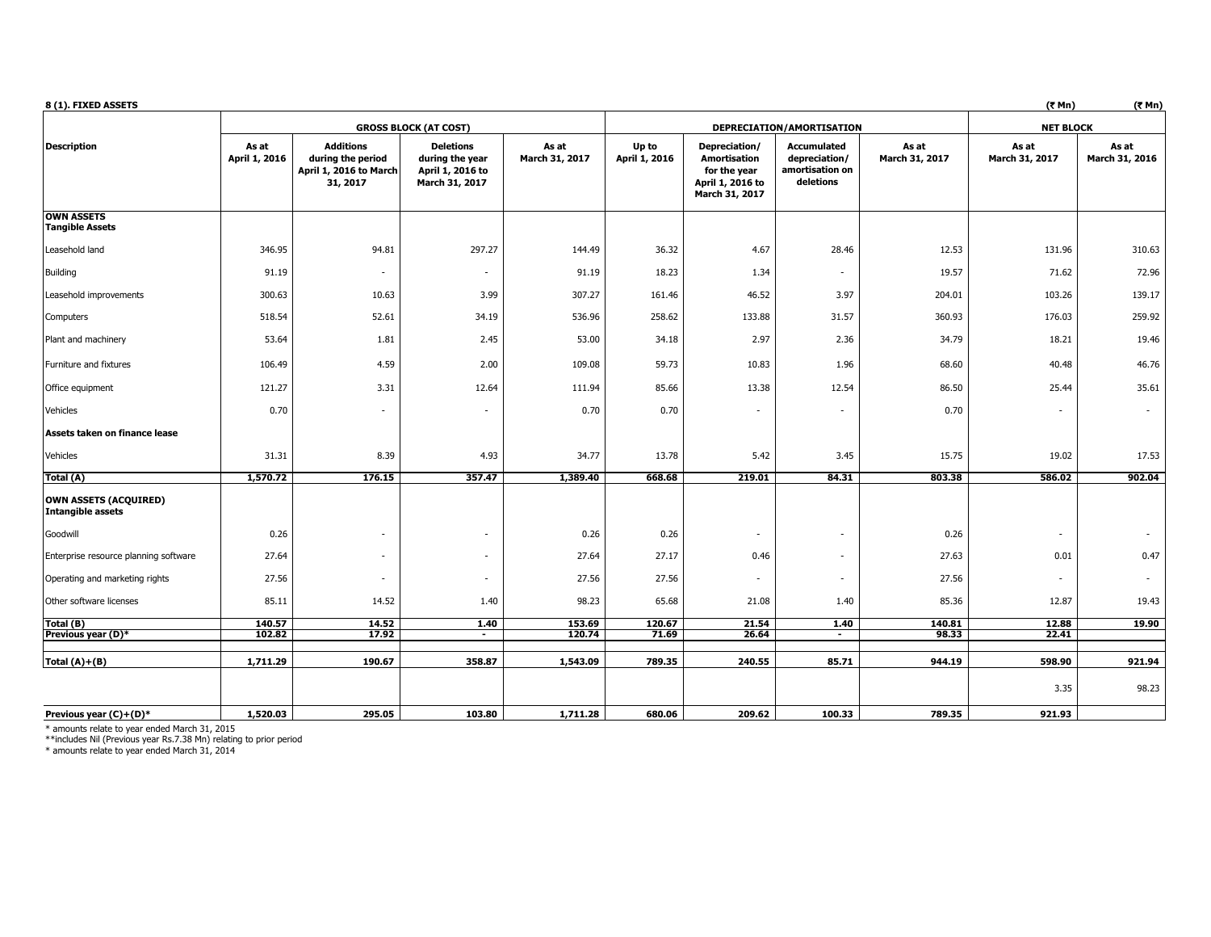**8 (1). FIXED ASSETS**

(₹ Mn) (₹ Mn)

| Description | GROSS BLOCK (AT COST) | | | | DEPRECIATION/AMORTISATION | | | | NET BLOCK | |
|---|---|---|---|---|---|---|---|---|---|---|
| | As at April 1, 2016 | Additions during the period April 1, 2016 to March 31, 2017 | Deletions during the year April 1, 2016 to March 31, 2017 | As at March 31, 2017 | Up to April 1, 2016 | Depreciation/ Amortisation for the year April 1, 2016 to March 31, 2017 | Accumulated depreciation/ amortisation on deletions | As at March 31, 2017 | As at March 31, 2017 | As at March 31, 2016 |
| **OWN ASSETS** **Tangible Assets** | | | | | | | | | | |
| Leasehold land | 346.95 | 94.81 | 297.27 | 144.49 | 36.32 | 4.67 | 28.46 | 12.53 | 131.96 | 310.63 |
| Building | 91.19 | - | - | 91.19 | 18.23 | 1.34 | - | 19.57 | 71.62 | 72.96 |
| Leasehold improvements | 300.63 | 10.63 | 3.99 | 307.27 | 161.46 | 46.52 | 3.97 | 204.01 | 103.26 | 139.17 |
| Computers | 518.54 | 52.61 | 34.19 | 536.96 | 258.62 | 133.88 | 31.57 | 360.93 | 176.03 | 259.92 |
| Plant and machinery | 53.64 | 1.81 | 2.45 | 53.00 | 34.18 | 2.97 | 2.36 | 34.79 | 18.21 | 19.46 |
| Furniture and fixtures | 106.49 | 4.59 | 2.00 | 109.08 | 59.73 | 10.83 | 1.96 | 68.60 | 40.48 | 46.76 |
| Office equipment | 121.27 | 3.31 | 12.64 | 111.94 | 85.66 | 13.38 | 12.54 | 86.50 | 25.44 | 35.61 |
| Vehicles | 0.70 | - | - | 0.70 | 0.70 | - | - | 0.70 | - | - |
| **Assets taken on finance lease** | | | | | | | | | | |
| Vehicles | 31.31 | 8.39 | 4.93 | 34.77 | 13.78 | 5.42 | 3.45 | 15.75 | 19.02 | 17.53 |
| **Total (A)** | **1,570.72** | **176.15** | **357.47** | **1,389.40** | **668.68** | **219.01** | **84.31** | **803.38** | **586.02** | **902.04** |
| **OWN ASSETS (ACQUIRED)** **Intangible assets** | | | | | | | | | | |
| Goodwill | 0.26 | - | - | 0.26 | 0.26 | - | - | 0.26 | - | - |
| Enterprise resource planning software | 27.64 | - | - | 27.64 | 27.17 | 0.46 | - | 27.63 | 0.01 | 0.47 |
| Operating and marketing rights | 27.56 | - | - | 27.56 | 27.56 | - | - | 27.56 | - | - |
| Other software licenses | 85.11 | 14.52 | 1.40 | 98.23 | 65.68 | 21.08 | 1.40 | 85.36 | 12.87 | 19.43 |
| **Total (B)** | **140.57** | **14.52** | **1.40** | **153.69** | **120.67** | **21.54** | **1.40** | **140.81** | **12.88** | **19.90** |
| **Previous year (D)*** | **102.82** | **17.92** | **-** | **120.74** | **71.69** | **26.64** | **-** | **98.33** | **22.41** | |
| **Total (A)+(B)** | **1,711.29** | **190.67** | **358.87** | **1,543.09** | **789.35** | **240.55** | **85.71** | **944.19** | **598.90** | **921.94** |
| | | | | | | | | | 3.35 | 98.23 |
| **Previous year (C)+(D)*** | **1,520.03** | **295.05** | **103.80** | **1,711.28** | **680.06** | **209.62** | **100.33** | **789.35** | **921.93** | |

\* amounts relate to year ended March 31, 2015
\**includes Nil (Previous year Rs.7.38 Mn) relating to prior period
\* amounts relate to year ended March 31, 2014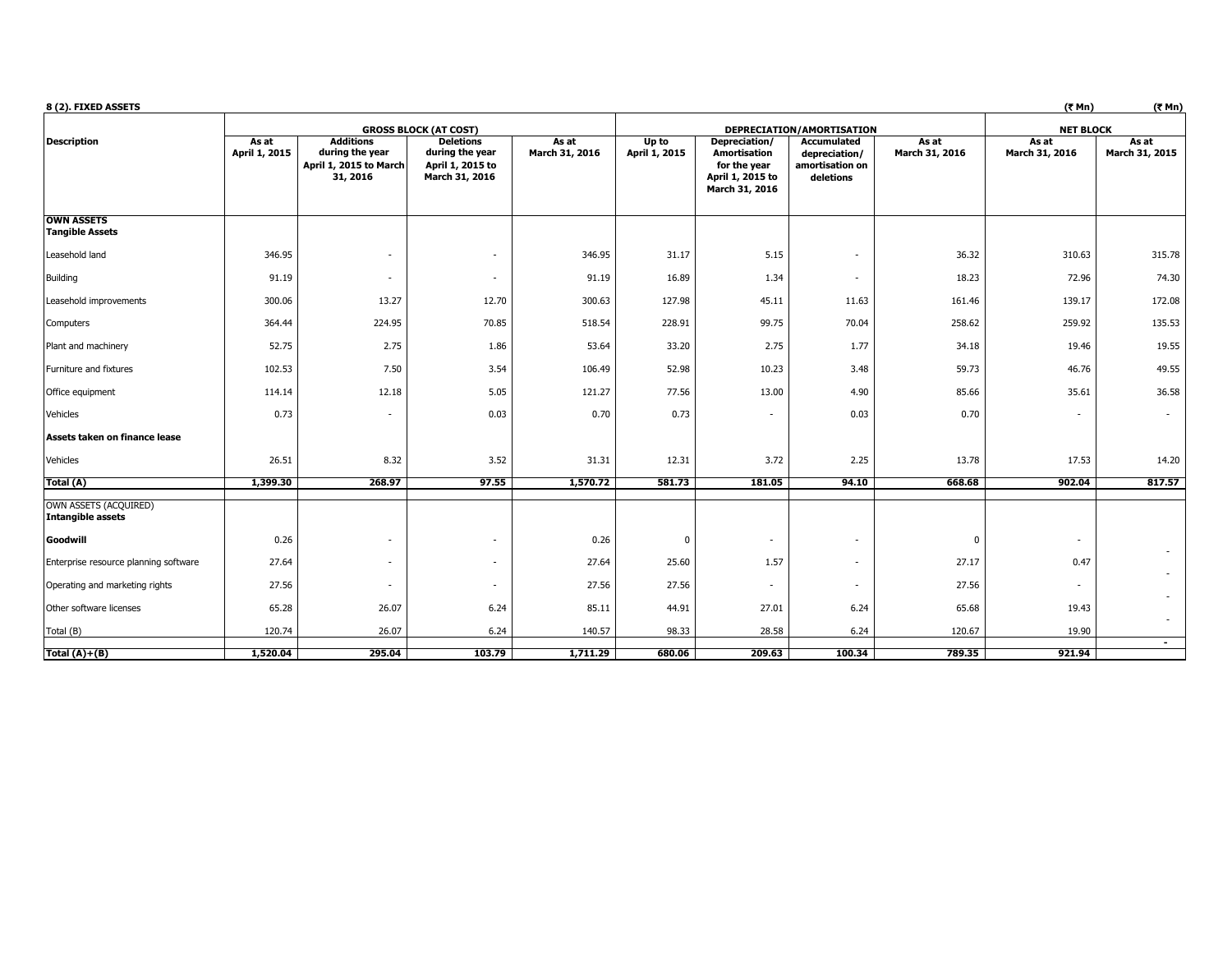**8 (2). FIXED ASSETS**

(₹ Mn) (₹ Mn)

| Description | GROSS BLOCK (AT COST) | | | | DEPRECIATION/AMORTISATION | | | | NET BLOCK | |
|---|---|---|---|---|---|---|---|---|---|---|
| | As at April 1, 2015 | Additions during the year April 1, 2015 to March 31, 2016 | Deletions during the year April 1, 2015 to March 31, 2016 | As at March 31, 2016 | Up to April 1, 2015 | Depreciation/ Amortisation for the year April 1, 2015 to March 31, 2016 | Accumulated depreciation/ amortisation on deletions | As at March 31, 2016 | As at March 31, 2016 | As at March 31, 2015 |
| **OWN ASSETS** **Tangible Assets** | | | | | | | | | | |
| Leasehold land | 346.95 | - | - | 346.95 | 31.17 | 5.15 | - | 36.32 | 310.63 | 315.78 |
| Building | 91.19 | - | - | 91.19 | 16.89 | 1.34 | - | 18.23 | 72.96 | 74.30 |
| Leasehold improvements | 300.06 | 13.27 | 12.70 | 300.63 | 127.98 | 45.11 | 11.63 | 161.46 | 139.17 | 172.08 |
| Computers | 364.44 | 224.95 | 70.85 | 518.54 | 228.91 | 99.75 | 70.04 | 258.62 | 259.92 | 135.53 |
| Plant and machinery | 52.75 | 2.75 | 1.86 | 53.64 | 33.20 | 2.75 | 1.77 | 34.18 | 19.46 | 19.55 |
| Furniture and fixtures | 102.53 | 7.50 | 3.54 | 106.49 | 52.98 | 10.23 | 3.48 | 59.73 | 46.76 | 49.55 |
| Office equipment | 114.14 | 12.18 | 5.05 | 121.27 | 77.56 | 13.00 | 4.90 | 85.66 | 35.61 | 36.58 |
| Vehicles | 0.73 | - | 0.03 | 0.70 | 0.73 | - | 0.03 | 0.70 | - | - |
| **Assets taken on finance lease** | | | | | | | | | | |
| Vehicles | 26.51 | 8.32 | 3.52 | 31.31 | 12.31 | 3.72 | 2.25 | 13.78 | 17.53 | 14.20 |
| **Total (A)** | **1,399.30** | **268.97** | **97.55** | **1,570.72** | **581.73** | **181.05** | **94.10** | **668.68** | **902.04** | **817.57** |
| OWN ASSETS (ACQUIRED) **Intangible assets** | | | | | | | | | | |
| **Goodwill** | 0.26 | - | - | 0.26 | 0 | - | - | 0 | - | - |
| Enterprise resource planning software | 27.64 | - | - | 27.64 | 25.60 | 1.57 | - | 27.17 | 0.47 | - |
| Operating and marketing rights | 27.56 | - | - | 27.56 | 27.56 | - | - | 27.56 | - | - |
| Other software licenses | 65.28 | 26.07 | 6.24 | 85.11 | 44.91 | 27.01 | 6.24 | 65.68 | 19.43 | - |
| Total (B) | 120.74 | 26.07 | 6.24 | 140.57 | 98.33 | 28.58 | 6.24 | 120.67 | 19.90 | - |
| **Total (A)+(B)** | **1,520.04** | **295.04** | **103.79** | **1,711.29** | **680.06** | **209.63** | **100.34** | **789.35** | **921.94** | |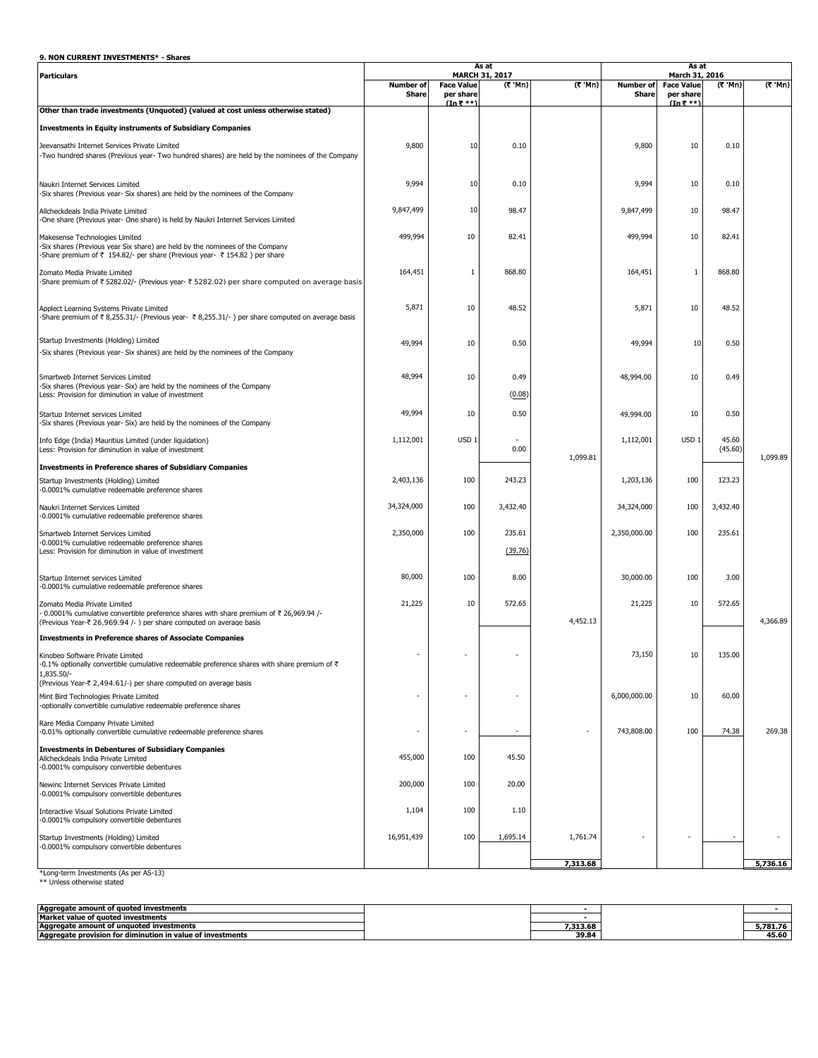## 9. NON CURRENT INVESTMENTS* - Shares

| Particulars | As at MARCH 31, 2017 | | | | As at March 31, 2016 | | | |
|---|---|---|---|---|---|---|---|---|
| | Number of Share | Face Value per share (In ₹ **) | (₹ 'Mn) | (₹ 'Mn) | Number of Share | Face Value per share (In ₹ **) | (₹ 'Mn) | (₹ 'Mn) |
| **Other than trade investments (Unquoted) (valued at cost unless otherwise stated)** | | | | | | | | |
| **Investments in Equity instruments of Subsidiary Companies** | | | | | | | | |
| Jeevansathi Internet Services Private Limited<br>-Two hundred shares (Previous year- Two hundred shares) are held by the nominees of the Company | 9,800 | 10 | 0.10 | | 9,800 | 10 | 0.10 | |
| Naukri Internet Services Limited<br>-Six shares (Previous year- Six shares) are held by the nominees of the Company | 9,994 | 10 | 0.10 | | 9,994 | 10 | 0.10 | |
| Allcheckdeals India Private Limited<br>-One share (Previous year- One share) is held by Naukri Internet Services Limited | 9,847,499 | 10 | 98.47 | | 9,847,499 | 10 | 98.47 | |
| Makesense Technologies Limited<br>-Six shares (Previous year Six share) are held by the nominees of the Company<br>-Share premium of ₹ 154.82/- per share (Previous year- ₹ 154.82 ) per share | 499,994 | 10 | 82.41 | | 499,994 | 10 | 82.41 | |
| Zomato Media Private Limited<br>-Share premium of ₹ 5282.02/- (Previous year- ₹ 5282.02) per share computed on average basis | 164,451 | 1 | 868.80 | | 164,451 | 1 | 868.80 | |
| Applect Learning Systems Private Limited<br>-Share premium of ₹ 8,255.31/- (Previous year- ₹ 8,255.31/- ) per share computed on average basis | 5,871 | 10 | 48.52 | | 5,871 | 10 | 48.52 | |
| Startup Investments (Holding) Limited<br>-Six shares (Previous year- Six shares) are held by the nominees of the Company | 49,994 | 10 | 0.50 | | 49,994 | 10 | 0.50 | |
| Smartweb Internet Services Limited<br>-Six shares (Previous year- Six) are held by the nominees of the Company | 48,994 | 10 | 0.49 | | 48,994.00 | 10 | 0.49 | |
| Less: Provision for diminution in value of investment | | | (0.08) | | | | | |
| Startup Internet services Limited<br>-Six shares (Previous year- Six) are held by the nominees of the Company | 49,994 | 10 | 0.50 | | 49,994.00 | 10 | 0.50 | |
| Info Edge (India) Mauritius Limited (under liquidation) | 1,112,001 | USD 1 | - | | 1,112,001 | USD 1 | 45.60 | |
| Less: Provision for diminution in value of investment | | | 0.00 | 1,099.81 | | | (45.60) | 1,099.89 |
| **Investments in Preference shares of Subsidiary Companies** | | | | | | | | |
| Startup Investments (Holding) Limited<br>-0.0001% cumulative redeemable preference shares | 2,403,136 | 100 | 243.23 | | 1,203,136 | 100 | 123.23 | |
| Naukri Internet Services Limited<br>-0.0001% cumulative redeemable preference shares | 34,324,000 | 100 | 3,432.40 | | 34,324,000 | 100 | 3,432.40 | |
| Smartweb Internet Services Limited<br>-0.0001% cumulative redeemable preference shares | 2,350,000 | 100 | 235.61 | | 2,350,000.00 | 100 | 235.61 | |
| Less: Provision for diminution in value of investment | | | (39.76) | | | | | |
| Startup Internet services Limited<br>-0.0001% cumulative redeemable preference shares | 80,000 | 100 | 8.00 | | 30,000.00 | 100 | 3.00 | |
| Zomato Media Private Limited<br>- 0.0001% cumulative convertible preference shares with share premium of ₹ 26,969.94 /-<br>(Previous Year-₹ 26,969.94 /- ) per share computed on average basis | 21,225 | 10 | 572.65 | 4,452.13 | 21,225 | 10 | 572.65 | 4,366.89 |
| **Investments in Preference shares of Associate Companies** | | | | | | | | |
| Kinobeo Software Private Limited<br>-0.1% optionally convertible cumulative redeemable preference shares with share premium of ₹ 1,835.50/-<br>(Previous Year-₹ 2,494.61/-) per share computed on average basis | - | - | - | | 73,150 | 10 | 135.00 | |
| Mint Bird Technologies Private Limited<br>-optionally convertible cumulative redeemable preference shares | - | - | - | | 6,000,000.00 | 10 | 60.00 | |
| Rare Media Company Private Limited<br>-0.01% optionally convertible cumulative redeemable preference shares | - | - | - | - | 743,808.00 | 100 | 74.38 | 269.38 |
| **Investments in Debentures of Subsidiary Companies** | | | | | | | | |
| Allcheckdeals India Private Limited<br>-0.0001% compulsory convertible debentures | 455,000 | 100 | 45.50 | | | | | |
| Newinc Internet Services Private Limited<br>-0.0001% compulsory convertible debentures | 200,000 | 100 | 20.00 | | | | | |
| Interactive Visual Solutions Private Limited<br>-0.0001% compulsory convertible debentures | 1,104 | 100 | 1.10 | | | | | |
| Startup Investments (Holding) Limited<br>-0.0001% compulsory convertible debentures | 16,951,439 | 100 | 1,695.14 | 1,761.74 | - | - | - | - |
| | | | | **7,313.68** | | | | **5,736.16** |

*Long-term Investments (As per AS-13)
** Unless otherwise stated

| | March 31, 2017 | March 31, 2016 |
|---|---|---|
| **Aggregate amount of quoted investments** | - | - |
| **Market value of quoted investments** | - | |
| **Aggregate amount of unquoted investments** | 7,313.68 | 5,781.76 |
| **Aggregate provision for diminution in value of investments** | 39.84 | 45.60 |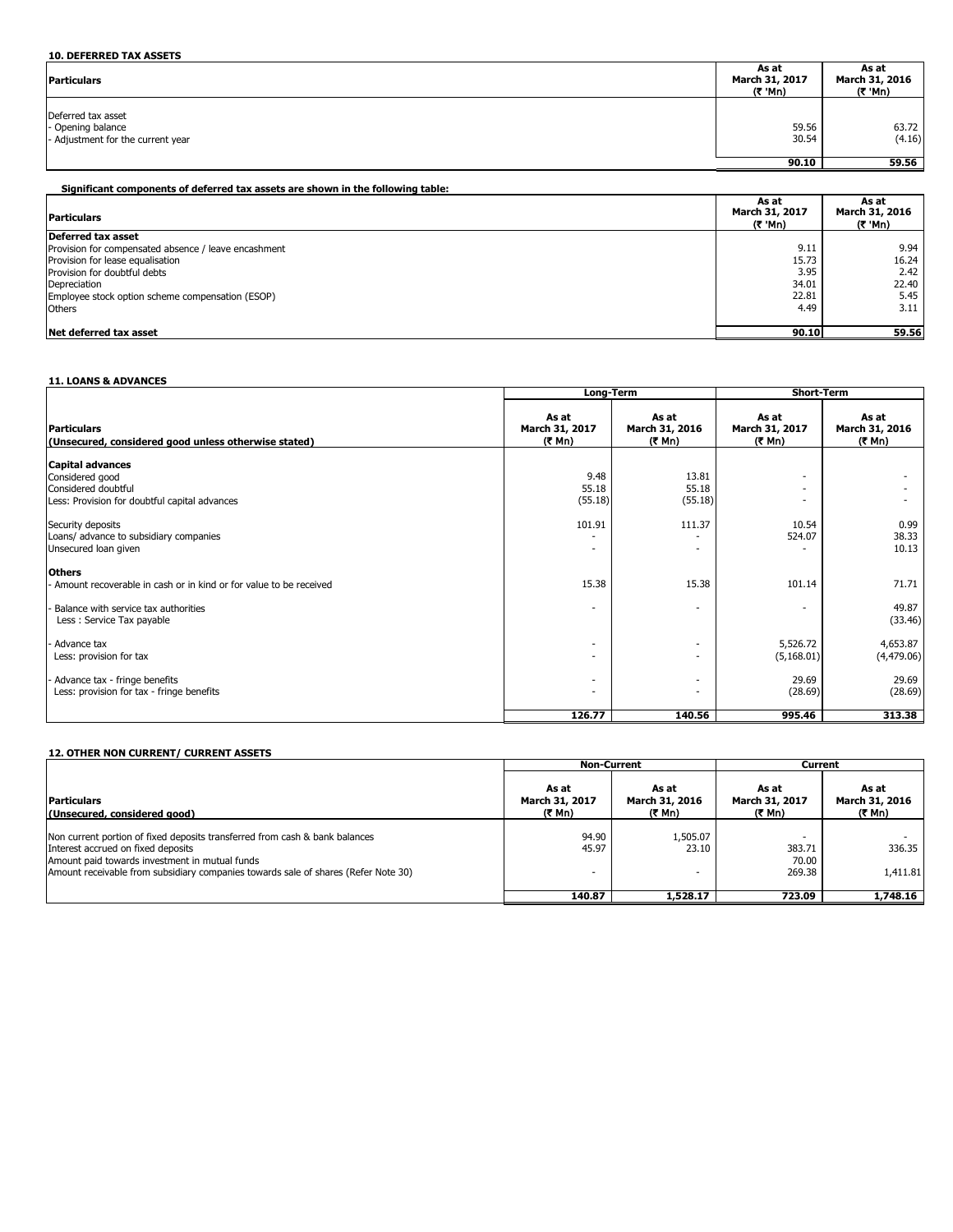## 10. DEFERRED TAX ASSETS

| Particulars | As at March 31, 2017 (₹ 'Mn) | As at March 31, 2016 (₹ 'Mn) |
|---|---|---|
| Deferred tax asset | | |
| - Opening balance | 59.56 | 63.72 |
| - Adjustment for the current year | 30.54 | (4.16) |
| | **90.10** | **59.56** |

**Significant components of deferred tax assets are shown in the following table:**

| Particulars | As at March 31, 2017 (₹ 'Mn) | As at March 31, 2016 (₹ 'Mn) |
|---|---|---|
| **Deferred tax asset** | | |
| Provision for compensated absence / leave encashment | 9.11 | 9.94 |
| Provision for lease equalisation | 15.73 | 16.24 |
| Provision for doubtful debts | 3.95 | 2.42 |
| Depreciation | 34.01 | 22.40 |
| Employee stock option scheme compensation (ESOP) | 22.81 | 5.45 |
| Others | 4.49 | 3.11 |
| **Net deferred tax asset** | **90.10** | **59.56** |

## 11. LOANS & ADVANCES

| Particulars (Unsecured, considered good unless otherwise stated) | Long-Term | | Short-Term | |
|---|---|---|---|---|
| | As at March 31, 2017 (₹ Mn) | As at March 31, 2016 (₹ Mn) | As at March 31, 2017 (₹ Mn) | As at March 31, 2016 (₹ Mn) |
| **Capital advances** | | | | |
| Considered good | 9.48 | 13.81 | - | - |
| Considered doubtful | 55.18 | 55.18 | - | - |
| Less: Provision for doubtful capital advances | (55.18) | (55.18) | - | - |
| Security deposits | 101.91 | 111.37 | 10.54 | 0.99 |
| Loans/ advance to subsidiary companies | - | - | 524.07 | 38.33 |
| Unsecured loan given | - | - | - | 10.13 |
| **Others** | | | | |
| - Amount recoverable in cash or in kind or for value to be received | 15.38 | 15.38 | 101.14 | 71.71 |
| - Balance with service tax authorities | - | - | - | 49.87 |
| Less : Service Tax payable | | | | (33.46) |
| - Advance tax | - | - | 5,526.72 | 4,653.87 |
| Less: provision for tax | - | - | (5,168.01) | (4,479.06) |
| - Advance tax - fringe benefits | - | - | 29.69 | 29.69 |
| Less: provision for tax - fringe benefits | - | - | (28.69) | (28.69) |
| | **126.77** | **140.56** | **995.46** | **313.38** |

## 12. OTHER NON CURRENT/ CURRENT ASSETS

| Particulars (Unsecured, considered good) | Non-Current | | Current | |
|---|---|---|---|---|
| | As at March 31, 2017 (₹ Mn) | As at March 31, 2016 (₹ Mn) | As at March 31, 2017 (₹ Mn) | As at March 31, 2016 (₹ Mn) |
| Non current portion of fixed deposits transferred from cash & bank balances | 94.90 | 1,505.07 | - | - |
| Interest accrued on fixed deposits | 45.97 | 23.10 | 383.71 | 336.35 |
| Amount paid towards investment in mutual funds | | | 70.00 | |
| Amount receivable from subsidiary companies towards sale of shares (Refer Note 30) | - | - | 269.38 | 1,411.81 |
| | **140.87** | **1,528.17** | **723.09** | **1,748.16** |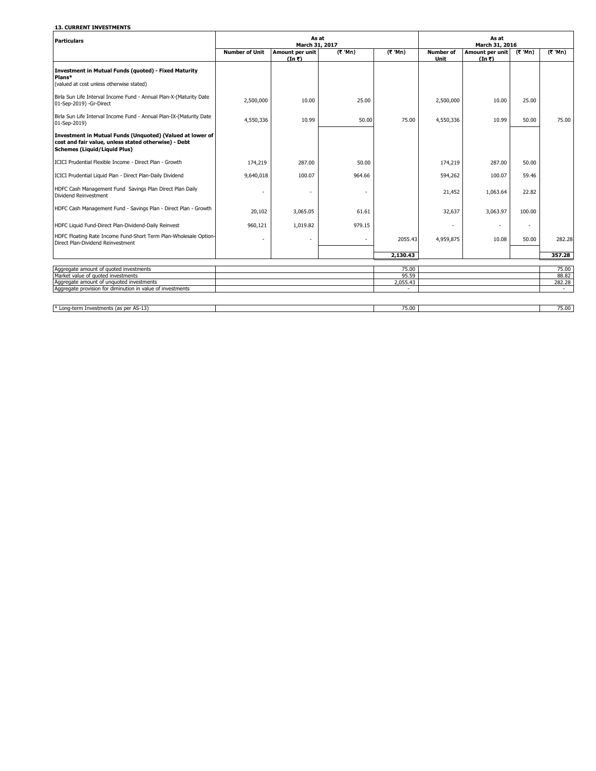**13. CURRENT INVESTMENTS**

| Particulars | As at March 31, 2017 | | | | As at March 31, 2016 | | | |
|---|---|---|---|---|---|---|---|---|
| | **Number of Unit** | **Amount per unit (In ₹)** | **(₹ 'Mn)** | **(₹ 'Mn)** | **Number of Unit** | **Amount per unit (In ₹)** | **(₹ 'Mn)** | **(₹ 'Mn)** |
| **Investment in Mutual Funds (quoted) - Fixed Maturity Plans*** (valued at cost unless otherwise stated) | | | | | | | | |
| Birla Sun Life Interval Income Fund - Annual Plan-X-(Maturity Date 01-Sep-2019) -Gr-Direct | 2,500,000 | 10.00 | 25.00 | | 2,500,000 | 10.00 | 25.00 | |
| Birla Sun Life Interval Income Fund - Annual Plan-IX-(Maturity Date 01-Sep-2019) | 4,550,336 | 10.99 | 50.00 | 75.00 | 4,550,336 | 10.99 | 50.00 | 75.00 |
| **Investment in Mutual Funds (Unquoted) (Valued at lower of cost and fair value, unless stated otherwise) - Debt Schemes (Liquid/Liquid Plus)** | | | | | | | | |
| ICICI Prudential Flexible Income - Direct Plan - Growth | 174,219 | 287.00 | 50.00 | | 174,219 | 287.00 | 50.00 | |
| ICICI Prudential Liquid Plan - Direct Plan-Daily Dividend | 9,640,018 | 100.07 | 964.66 | | 594,262 | 100.07 | 59.46 | |
| HDFC Cash Management Fund Savings Plan Direct Plan Daily Dividend Reinvestment | - | - | - | | 21,452 | 1,063.64 | 22.82 | |
| HDFC Cash Management Fund - Savings Plan - Direct Plan - Growth | 20,102 | 3,065.05 | 61.61 | | 32,637 | 3,063.97 | 100.00 | |
| HDFC Liquid Fund-Direct Plan-Dividend-Daily Reinvest | 960,121 | 1,019.82 | 979.15 | | - | - | - | |
| HDFC Floating Rate Income Fund-Short Term Plan-Wholesale Option-Direct Plan-Dividend Reinvestment | - | - | - | 2055.43 | 4,959,875 | 10.08 | 50.00 | 282.28 |
| | | | | **2,130.43** | | | | **357.28** |

| | | |
|---|---|---|
| Aggregate amount of quoted investments | 75.00 | 75.00 |
| Market value of quoted investments | 95.59 | 88.82 |
| Aggregate amount of unquoted investments | 2,055.43 | 282.28 |
| Aggregate provision for diminution in value of investments | - | - |

| | | |
|---|---|---|
| * Long-term Investments (as per AS-13) | 75.00 | 75.00 |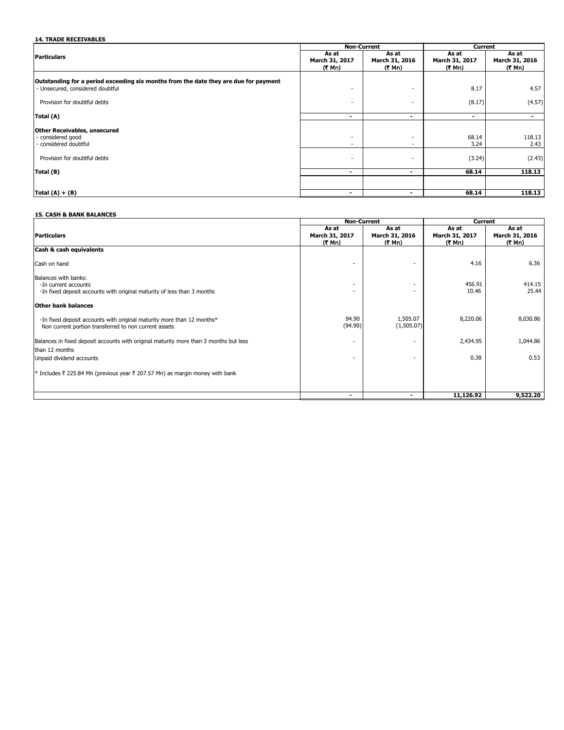**14. TRADE RECEIVABLES**

| Particulars | Non-Current | | Current | |
|---|---|---|---|---|
| | As at March 31, 2017 (₹ Mn) | As at March 31, 2016 (₹ Mn) | As at March 31, 2017 (₹ Mn) | As at March 31, 2016 (₹ Mn) |
| **Outstanding for a period exceeding six months from the date they are due for payment** | | | | |
| - Unsecured, considered doubtful | - | - | 8.17 | 4.57 |
| Provision for doubtful debts | - | - | (8.17) | (4.57) |
| **Total (A)** | - | - | - | - |
| **Other Receivables, unsecured** | | | | |
| - considered good | - | - | 68.14 | 118.13 |
| - considered doubtful | - | - | 3.24 | 2.43 |
| Provision for doubtful debts | - | - | (3.24) | (2.43) |
| **Total (B)** | - | - | **68.14** | **118.13** |
| **Total (A) + (B)** | - | - | **68.14** | **118.13** |

**15. CASH & BANK BALANCES**

| Particulars | Non-Current | | Current | |
|---|---|---|---|---|
| | As at March 31, 2017 (₹ Mn) | As at March 31, 2016 (₹ Mn) | As at March 31, 2017 (₹ Mn) | As at March 31, 2016 (₹ Mn) |
| **Cash & cash equivalents** | | | | |
| Cash on hand | - | - | 4.16 | 6.36 |
| Balances with banks: | | | | |
| -In current accounts | - | - | 456.91 | 414.15 |
| -In fixed deposit accounts with original maturity of less than 3 months | - | - | 10.46 | 25.44 |
| **Other bank balances** | | | | |
| -In fixed deposit accounts with original maturity more than 12 months* | 94.90 | 1,505.07 | 8,220.06 | 8,030.86 |
| Non current portion transferred to non current assets | (94.90) | (1,505.07) | | |
| Balances in fixed deposit accounts with original maturity more than 3 months but less than 12 months | - | - | 2,434.95 | 1,044.86 |
| Unpaid dividend accounts | - | - | 0.38 | 0.53 |
| * Includes ₹ 225.84 Mn (previous year ₹ 207.57 Mn) as margin money with bank | | | | |
| | - | - | **11,126.92** | **9,522.20** |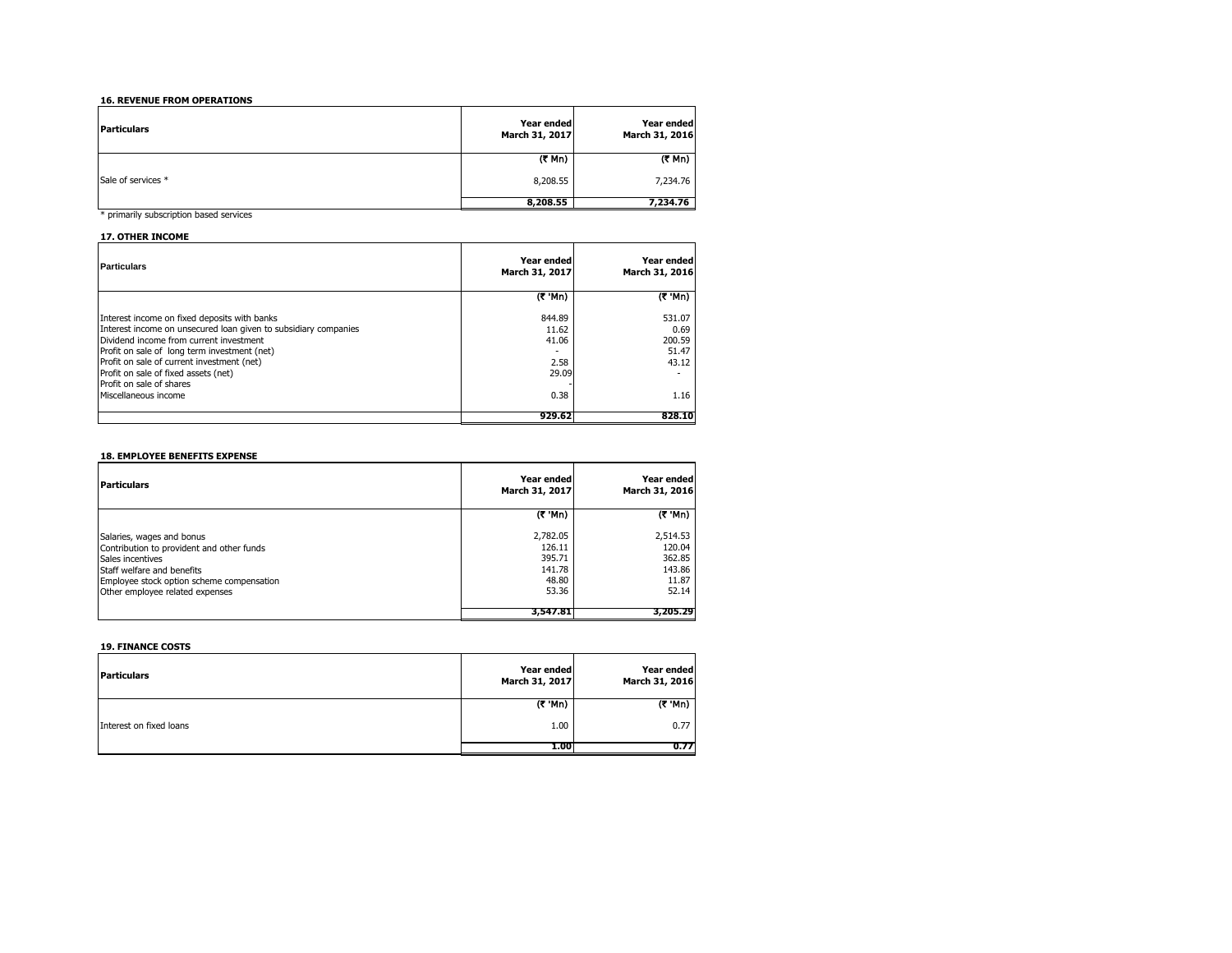**16. REVENUE FROM OPERATIONS**

| Particulars | Year ended March 31, 2017 | Year ended March 31, 2016 |
|---|---|---|
| | (₹ Mn) | (₹ Mn) |
| Sale of services * | 8,208.55 | 7,234.76 |
| | **8,208.55** | **7,234.76** |

\* primarily subscription based services

**17. OTHER INCOME**

| Particulars | Year ended March 31, 2017 | Year ended March 31, 2016 |
|---|---|---|
| | (₹ 'Mn) | (₹ 'Mn) |
| Interest income on fixed deposits with banks | 844.89 | 531.07 |
| Interest income on unsecured loan given to subsidiary companies | 11.62 | 0.69 |
| Dividend income from current investment | 41.06 | 200.59 |
| Profit on sale of long term investment (net) | - | 51.47 |
| Profit on sale of current investment (net) | 2.58 | 43.12 |
| Profit on sale of fixed assets (net) | 29.09 | - |
| Profit on sale of shares | - | |
| Miscellaneous income | 0.38 | 1.16 |
| | **929.62** | **828.10** |

**18. EMPLOYEE BENEFITS EXPENSE**

| Particulars | Year ended March 31, 2017 | Year ended March 31, 2016 |
|---|---|---|
| | (₹ 'Mn) | (₹ 'Mn) |
| Salaries, wages and bonus | 2,782.05 | 2,514.53 |
| Contribution to provident and other funds | 126.11 | 120.04 |
| Sales incentives | 395.71 | 362.85 |
| Staff welfare and benefits | 141.78 | 143.86 |
| Employee stock option scheme compensation | 48.80 | 11.87 |
| Other employee related expenses | 53.36 | 52.14 |
| | **3,547.81** | **3,205.29** |

**19. FINANCE COSTS**

| Particulars | Year ended March 31, 2017 | Year ended March 31, 2016 |
|---|---|---|
| | (₹ 'Mn) | (₹ 'Mn) |
| Interest on fixed loans | 1.00 | 0.77 |
| | **1.00** | **0.77** |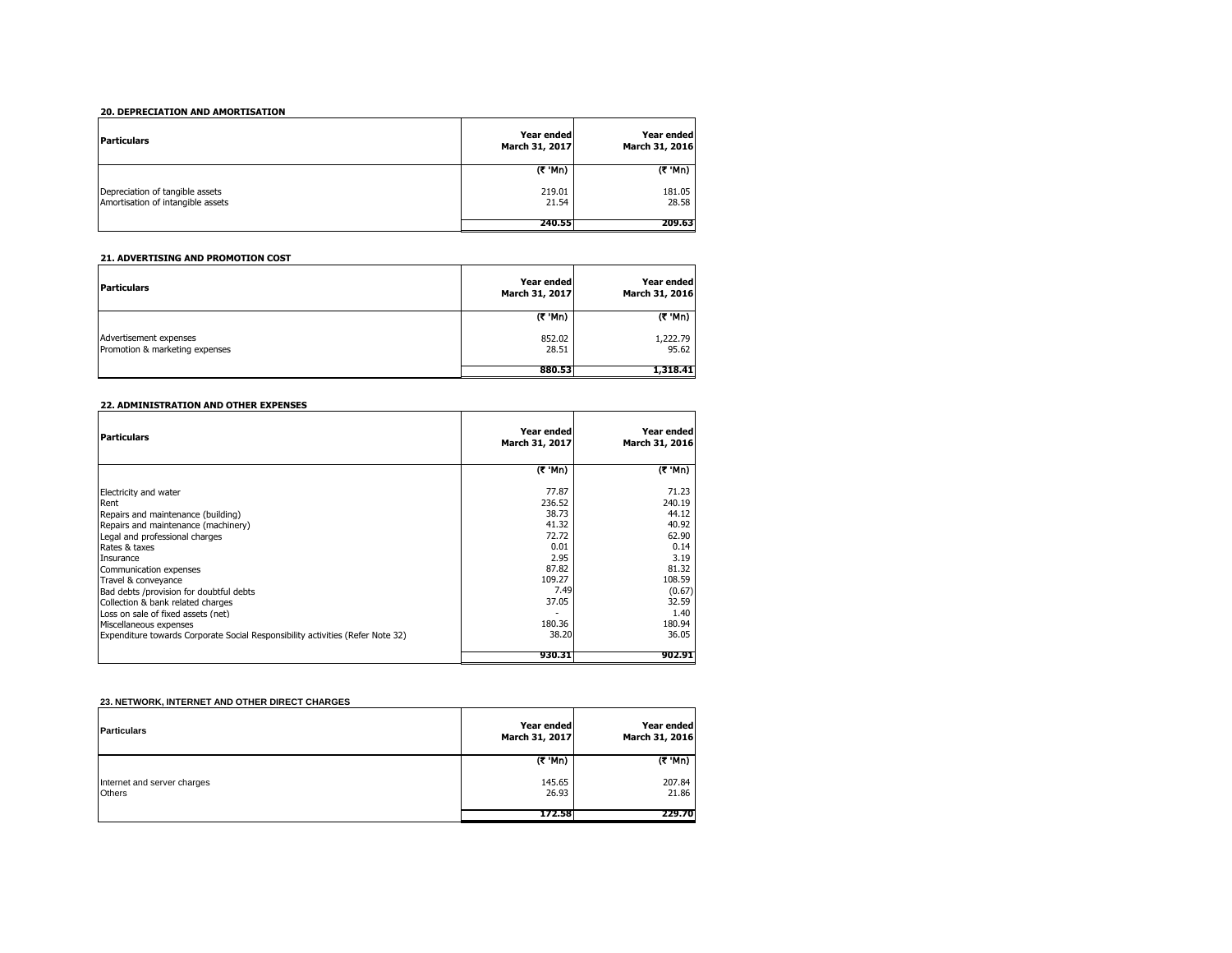#### 20. DEPRECIATION AND AMORTISATION

| Particulars | Year ended March 31, 2017 | Year ended March 31, 2016 |
|---|---|---|
| | (₹ 'Mn) | (₹ 'Mn) |
| Depreciation of tangible assets | 219.01 | 181.05 |
| Amortisation of intangible assets | 21.54 | 28.58 |
| | 240.55 | 209.63 |

#### 21. ADVERTISING AND PROMOTION COST

| Particulars | Year ended March 31, 2017 | Year ended March 31, 2016 |
|---|---|---|
| | (₹ 'Mn) | (₹ 'Mn) |
| Advertisement expenses | 852.02 | 1,222.79 |
| Promotion & marketing expenses | 28.51 | 95.62 |
| | 880.53 | 1,318.41 |

#### 22. ADMINISTRATION AND OTHER EXPENSES

| Particulars | Year ended March 31, 2017 | Year ended March 31, 2016 |
|---|---|---|
| | (₹ 'Mn) | (₹ 'Mn) |
| Electricity and water | 77.87 | 71.23 |
| Rent | 236.52 | 240.19 |
| Repairs and maintenance (building) | 38.73 | 44.12 |
| Repairs and maintenance (machinery) | 41.32 | 40.92 |
| Legal and professional charges | 72.72 | 62.90 |
| Rates & taxes | 0.01 | 0.14 |
| Insurance | 2.95 | 3.19 |
| Communication expenses | 87.82 | 81.32 |
| Travel & conveyance | 109.27 | 108.59 |
| Bad debts /provision for doubtful debts | 7.49 | (0.67) |
| Collection & bank related charges | 37.05 | 32.59 |
| Loss on sale of fixed assets (net) | - | 1.40 |
| Miscellaneous expenses | 180.36 | 180.94 |
| Expenditure towards Corporate Social Responsibility activities (Refer Note 32) | 38.20 | 36.05 |
| | 930.31 | 902.91 |

#### 23. NETWORK, INTERNET AND OTHER DIRECT CHARGES

| Particulars | Year ended March 31, 2017 | Year ended March 31, 2016 |
|---|---|---|
| | (₹ 'Mn) | (₹ 'Mn) |
| Internet and server charges | 145.65 | 207.84 |
| Others | 26.93 | 21.86 |
| | 172.58 | 229.70 |